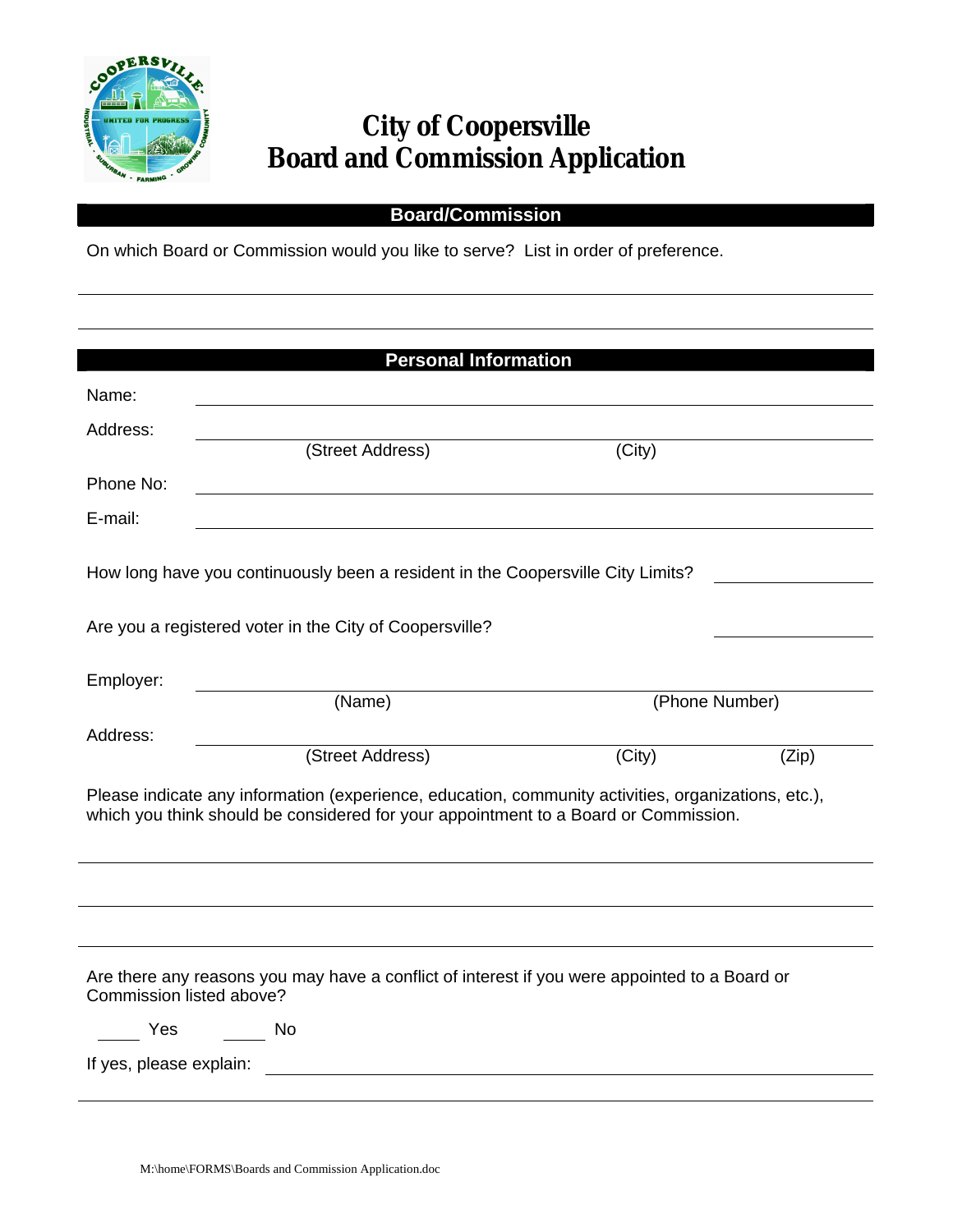# City of Coopersville
# Board and Commission Application

## Board/Commission

On which Board or Commission would you like to serve? List in order of preference.

______________________________________________________________________

______________________________________________________________________

## Personal Information

Name: ______________________________________________________________

Address: ____________________________________________________________
(Street Address) (City)

Phone No: __________________________________________________________

E-mail: ____________________________________________________________

How long have you continuously been a resident in the Coopersville City Limits? ____________

Are you a registered voter in the City of Coopersville? ____________

Employer: __________________________________________________________
(Name) (Phone Number)

Address: ____________________________________________________________
(Street Address) (City) (Zip)

Please indicate any information (experience, education, community activities, organizations, etc.), which you think should be considered for your appointment to a Board or Commission.

______________________________________________________________________

______________________________________________________________________

______________________________________________________________________

Are there any reasons you may have a conflict of interest if you were appointed to a Board or Commission listed above?

_____ Yes _____ No

If yes, please explain: ________________________________________________

______________________________________________________________________

M:\home\FORMS\Boards and Commission Application.doc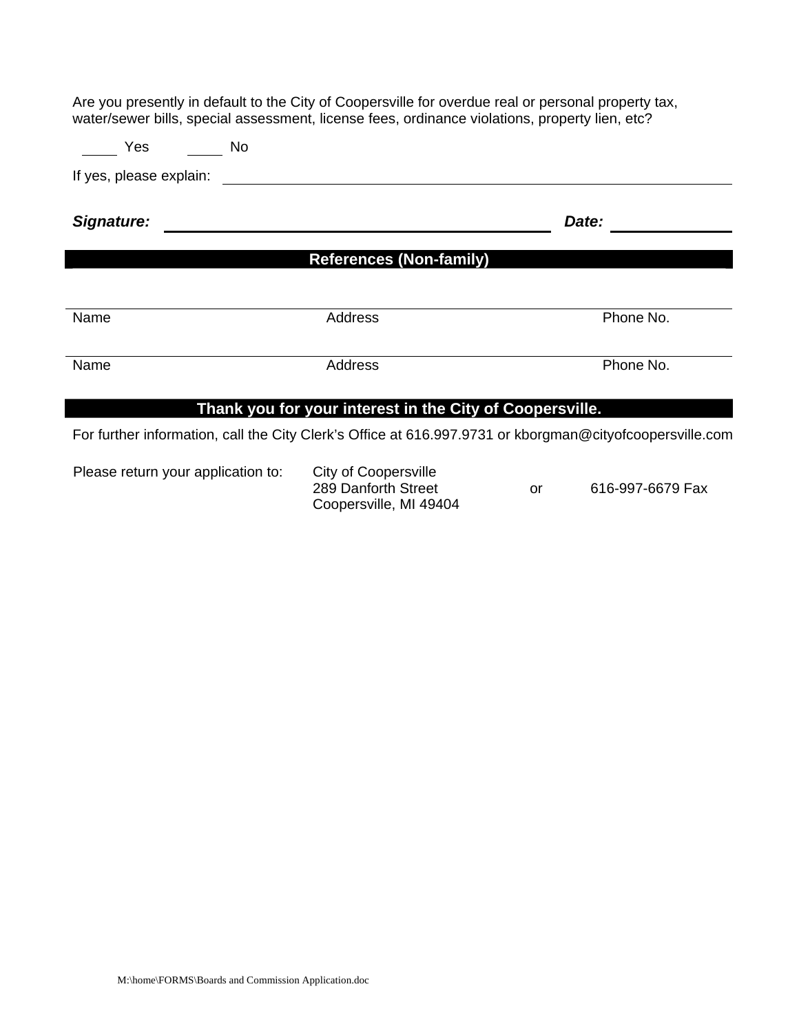Are you presently in default to the City of Coopersville for overdue real or personal property tax, water/sewer bills, special assessment, license fees, ordinance violations, property lien, etc?

_____ Yes _____ No

If yes, please explain: ______________________________

***Signature:*** ______________________________ ***Date:*** ______________

## References (Non-family)

| Name | Address | Phone No. |
|---|---|---|
| | | |

| Name | Address | Phone No. |
|---|---|---|
| | | |

## Thank you for your interest in the City of Coopersville.

For further information, call the City Clerk's Office at 616.997.9731 or kborgman@cityofcoopersville.com

Please return your application to:

City of Coopersville
289 Danforth Street
Coopersville, MI 49404

or

616-997-6679 Fax

M:\home\FORMS\Boards and Commission Application.doc